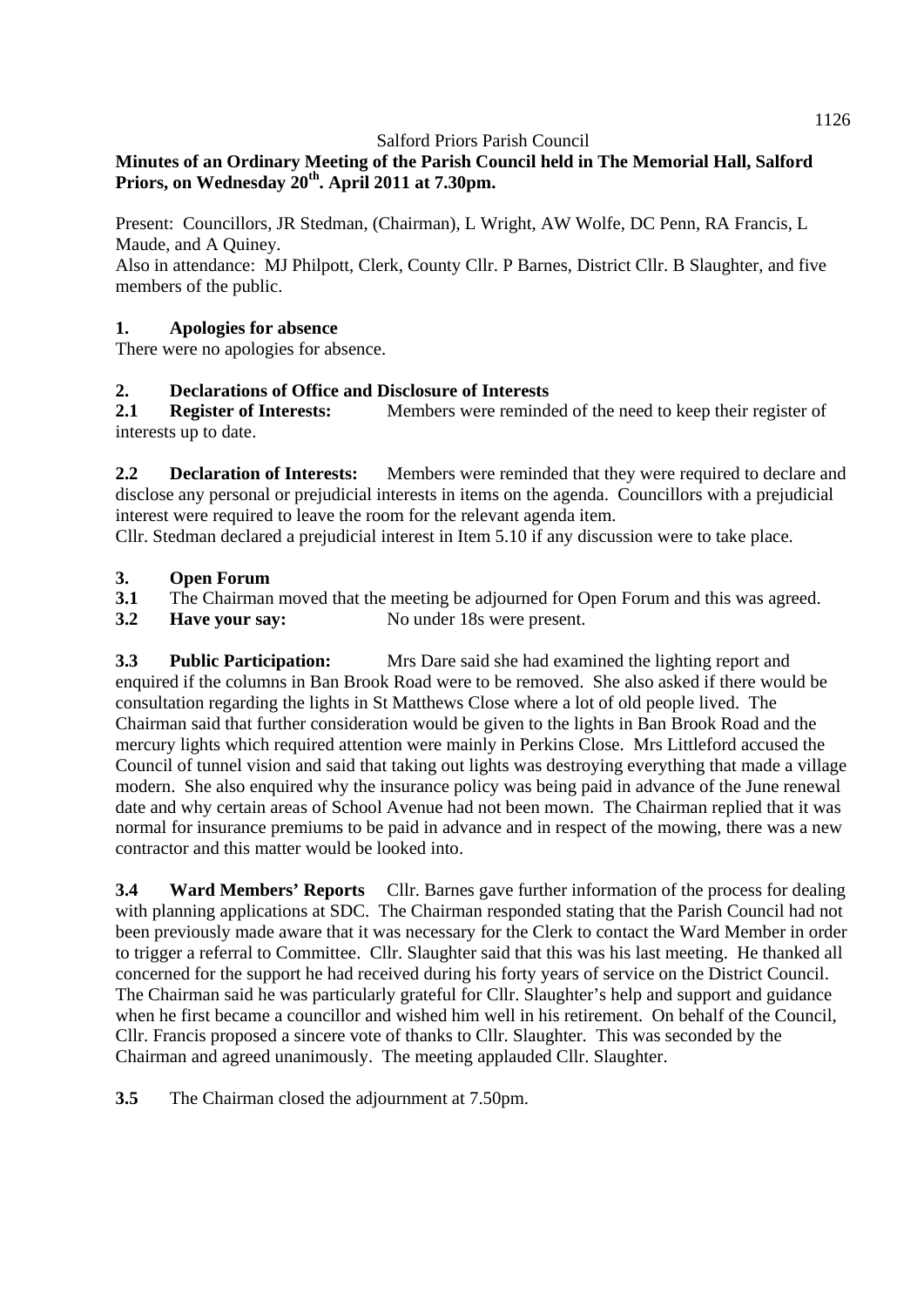Salford Priors Parish Council

**Minutes of an Ordinary Meeting of the Parish Council held in The Memorial Hall, Salford Priors, on Wednesday 20th. April 2011 at 7.30pm.**

Present: Councillors, JR Stedman, (Chairman), L Wright, AW Wolfe, DC Penn, RA Francis, L Maude, and A Quiney.

Also in attendance: MJ Philpott, Clerk, County Cllr. P Barnes, District Cllr. B Slaughter, and five members of the public.

## 1. Apologies for absence

There were no apologies for absence.

## 2. Declarations of Office and Disclosure of Interests

**2.1 Register of Interests:** Members were reminded of the need to keep their register of interests up to date.

**2.2 Declaration of Interests:** Members were reminded that they were required to declare and disclose any personal or prejudicial interests in items on the agenda. Councillors with a prejudicial interest were required to leave the room for the relevant agenda item.

Cllr. Stedman declared a prejudicial interest in Item 5.10 if any discussion were to take place.

## 3. Open Forum

**3.1** The Chairman moved that the meeting be adjourned for Open Forum and this was agreed.

**3.2 Have your say:** No under 18s were present.

**3.3 Public Participation:** Mrs Dare said she had examined the lighting report and enquired if the columns in Ban Brook Road were to be removed. She also asked if there would be consultation regarding the lights in St Matthews Close where a lot of old people lived. The Chairman said that further consideration would be given to the lights in Ban Brook Road and the mercury lights which required attention were mainly in Perkins Close. Mrs Littleford accused the Council of tunnel vision and said that taking out lights was destroying everything that made a village modern. She also enquired why the insurance policy was being paid in advance of the June renewal date and why certain areas of School Avenue had not been mown. The Chairman replied that it was normal for insurance premiums to be paid in advance and in respect of the mowing, there was a new contractor and this matter would be looked into.

**3.4 Ward Members' Reports** Cllr. Barnes gave further information of the process for dealing with planning applications at SDC. The Chairman responded stating that the Parish Council had not been previously made aware that it was necessary for the Clerk to contact the Ward Member in order to trigger a referral to Committee. Cllr. Slaughter said that this was his last meeting. He thanked all concerned for the support he had received during his forty years of service on the District Council. The Chairman said he was particularly grateful for Cllr. Slaughter's help and support and guidance when he first became a councillor and wished him well in his retirement. On behalf of the Council, Cllr. Francis proposed a sincere vote of thanks to Cllr. Slaughter. This was seconded by the Chairman and agreed unanimously. The meeting applauded Cllr. Slaughter.

**3.5** The Chairman closed the adjournment at 7.50pm.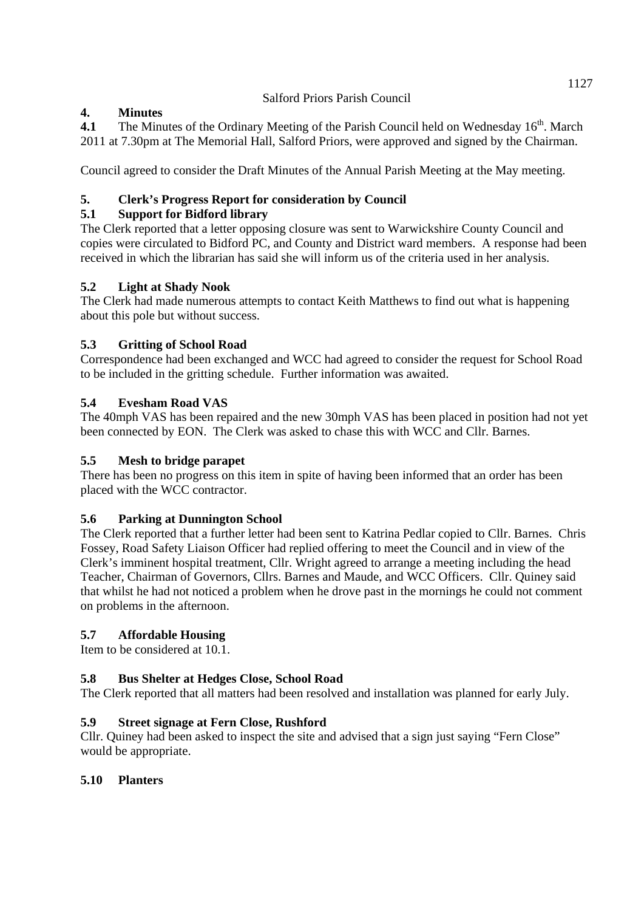Salford Priors Parish Council

## 4. Minutes

**4.1** The Minutes of the Ordinary Meeting of the Parish Council held on Wednesday 16th. March 2011 at 7.30pm at The Memorial Hall, Salford Priors, were approved and signed by the Chairman.

Council agreed to consider the Draft Minutes of the Annual Parish Meeting at the May meeting.

## 5. Clerk's Progress Report for consideration by Council

### 5.1 Support for Bidford library

The Clerk reported that a letter opposing closure was sent to Warwickshire County Council and copies were circulated to Bidford PC, and County and District ward members. A response had been received in which the librarian has said she will inform us of the criteria used in her analysis.

### 5.2 Light at Shady Nook

The Clerk had made numerous attempts to contact Keith Matthews to find out what is happening about this pole but without success.

### 5.3 Gritting of School Road

Correspondence had been exchanged and WCC had agreed to consider the request for School Road to be included in the gritting schedule. Further information was awaited.

### 5.4 Evesham Road VAS

The 40mph VAS has been repaired and the new 30mph VAS has been placed in position had not yet been connected by EON. The Clerk was asked to chase this with WCC and Cllr. Barnes.

### 5.5 Mesh to bridge parapet

There has been no progress on this item in spite of having been informed that an order has been placed with the WCC contractor.

### 5.6 Parking at Dunnington School

The Clerk reported that a further letter had been sent to Katrina Pedlar copied to Cllr. Barnes. Chris Fossey, Road Safety Liaison Officer had replied offering to meet the Council and in view of the Clerk's imminent hospital treatment, Cllr. Wright agreed to arrange a meeting including the head Teacher, Chairman of Governors, Cllrs. Barnes and Maude, and WCC Officers. Cllr. Quiney said that whilst he had not noticed a problem when he drove past in the mornings he could not comment on problems in the afternoon.

### 5.7 Affordable Housing

Item to be considered at 10.1.

### 5.8 Bus Shelter at Hedges Close, School Road

The Clerk reported that all matters had been resolved and installation was planned for early July.

### 5.9 Street signage at Fern Close, Rushford

Cllr. Quiney had been asked to inspect the site and advised that a sign just saying "Fern Close" would be appropriate.

### 5.10 Planters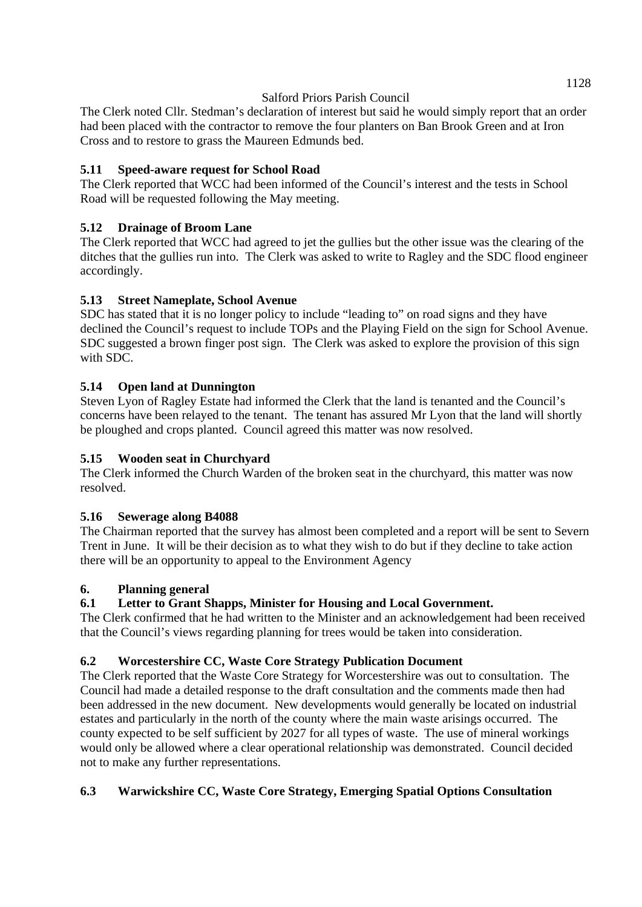The Clerk noted Cllr. Stedman's declaration of interest but said he would simply report that an order had been placed with the contractor to remove the four planters on Ban Brook Green and at Iron Cross and to restore to grass the Maureen Edmunds bed.

**5.11 Speed-aware request for School Road**

The Clerk reported that WCC had been informed of the Council's interest and the tests in School Road will be requested following the May meeting.

**5.12 Drainage of Broom Lane**

The Clerk reported that WCC had agreed to jet the gullies but the other issue was the clearing of the ditches that the gullies run into. The Clerk was asked to write to Ragley and the SDC flood engineer accordingly.

**5.13 Street Nameplate, School Avenue**

SDC has stated that it is no longer policy to include "leading to" on road signs and they have declined the Council's request to include TOPs and the Playing Field on the sign for School Avenue. SDC suggested a brown finger post sign. The Clerk was asked to explore the provision of this sign with SDC.

**5.14 Open land at Dunnington**

Steven Lyon of Ragley Estate had informed the Clerk that the land is tenanted and the Council's concerns have been relayed to the tenant. The tenant has assured Mr Lyon that the land will shortly be ploughed and crops planted. Council agreed this matter was now resolved.

**5.15 Wooden seat in Churchyard**

The Clerk informed the Church Warden of the broken seat in the churchyard, this matter was now resolved.

**5.16 Sewerage along B4088**

The Chairman reported that the survey has almost been completed and a report will be sent to Severn Trent in June. It will be their decision as to what they wish to do but if they decline to take action there will be an opportunity to appeal to the Environment Agency

**6. Planning general**

**6.1 Letter to Grant Shapps, Minister for Housing and Local Government.**

The Clerk confirmed that he had written to the Minister and an acknowledgement had been received that the Council's views regarding planning for trees would be taken into consideration.

**6.2 Worcestershire CC, Waste Core Strategy Publication Document**

The Clerk reported that the Waste Core Strategy for Worcestershire was out to consultation. The Council had made a detailed response to the draft consultation and the comments made then had been addressed in the new document. New developments would generally be located on industrial estates and particularly in the north of the county where the main waste arisings occurred. The county expected to be self sufficient by 2027 for all types of waste. The use of mineral workings would only be allowed where a clear operational relationship was demonstrated. Council decided not to make any further representations.

**6.3 Warwickshire CC, Waste Core Strategy, Emerging Spatial Options Consultation**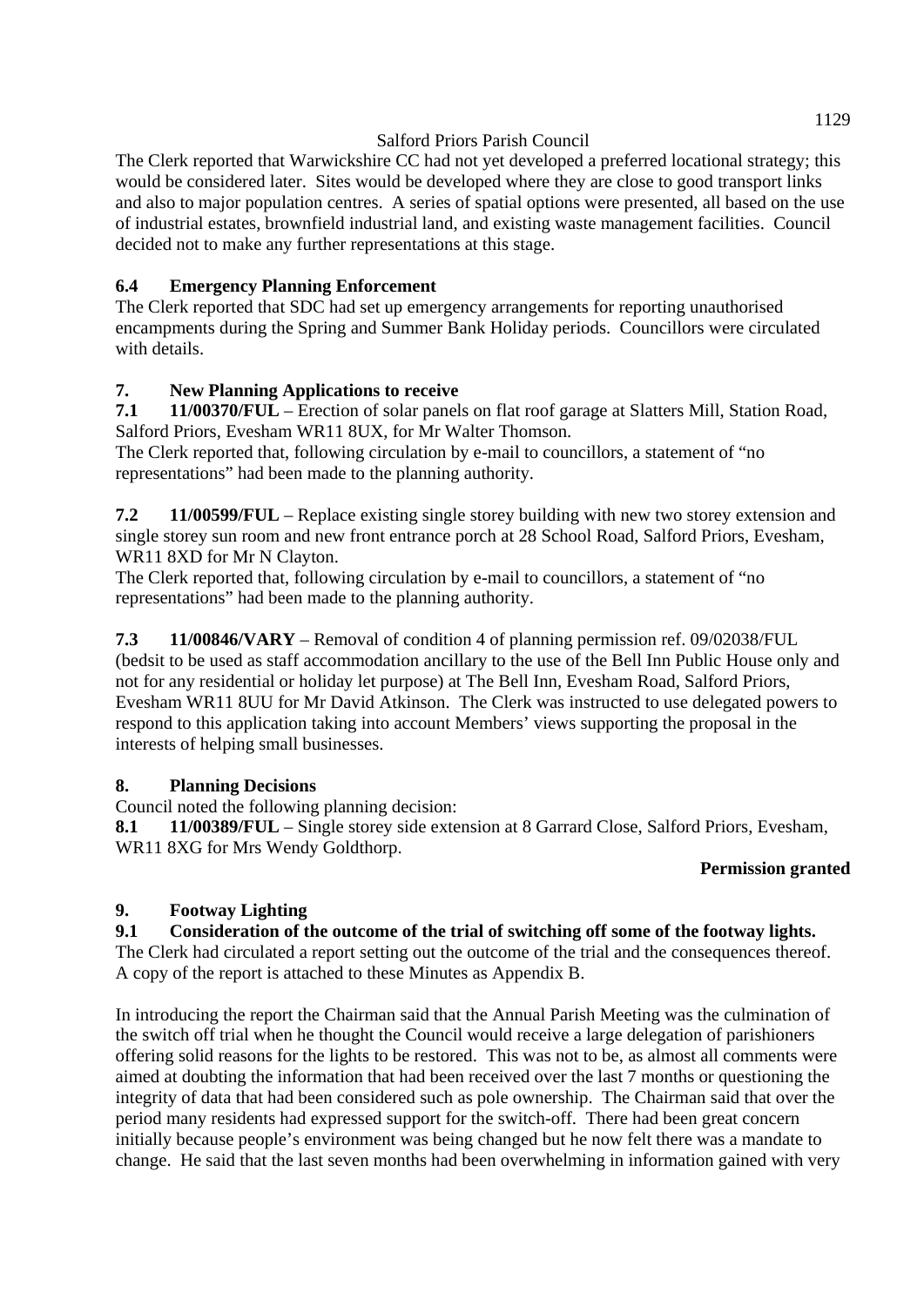The Clerk reported that Warwickshire CC had not yet developed a preferred locational strategy; this would be considered later. Sites would be developed where they are close to good transport links and also to major population centres. A series of spatial options were presented, all based on the use of industrial estates, brownfield industrial land, and existing waste management facilities. Council decided not to make any further representations at this stage.

### 6.4 Emergency Planning Enforcement

The Clerk reported that SDC had set up emergency arrangements for reporting unauthorised encampments during the Spring and Summer Bank Holiday periods. Councillors were circulated with details.

## 7. New Planning Applications to receive

**7.1 11/00370/FUL** – Erection of solar panels on flat roof garage at Slatters Mill, Station Road, Salford Priors, Evesham WR11 8UX, for Mr Walter Thomson.

The Clerk reported that, following circulation by e-mail to councillors, a statement of "no representations" had been made to the planning authority.

**7.2 11/00599/FUL** – Replace existing single storey building with new two storey extension and single storey sun room and new front entrance porch at 28 School Road, Salford Priors, Evesham, WR11 8XD for Mr N Clayton.

The Clerk reported that, following circulation by e-mail to councillors, a statement of "no representations" had been made to the planning authority.

**7.3 11/00846/VARY** – Removal of condition 4 of planning permission ref. 09/02038/FUL (bedsit to be used as staff accommodation ancillary to the use of the Bell Inn Public House only and not for any residential or holiday let purpose) at The Bell Inn, Evesham Road, Salford Priors, Evesham WR11 8UU for Mr David Atkinson. The Clerk was instructed to use delegated powers to respond to this application taking into account Members' views supporting the proposal in the interests of helping small businesses.

## 8. Planning Decisions

Council noted the following planning decision:

**8.1 11/00389/FUL** – Single storey side extension at 8 Garrard Close, Salford Priors, Evesham, WR11 8XG for Mrs Wendy Goldthorp.

**Permission granted**

## 9. Footway Lighting

### 9.1 Consideration of the outcome of the trial of switching off some of the footway lights.

The Clerk had circulated a report setting out the outcome of the trial and the consequences thereof. A copy of the report is attached to these Minutes as Appendix B.

In introducing the report the Chairman said that the Annual Parish Meeting was the culmination of the switch off trial when he thought the Council would receive a large delegation of parishioners offering solid reasons for the lights to be restored. This was not to be, as almost all comments were aimed at doubting the information that had been received over the last 7 months or questioning the integrity of data that had been considered such as pole ownership. The Chairman said that over the period many residents had expressed support for the switch-off. There had been great concern initially because people's environment was being changed but he now felt there was a mandate to change. He said that the last seven months had been overwhelming in information gained with very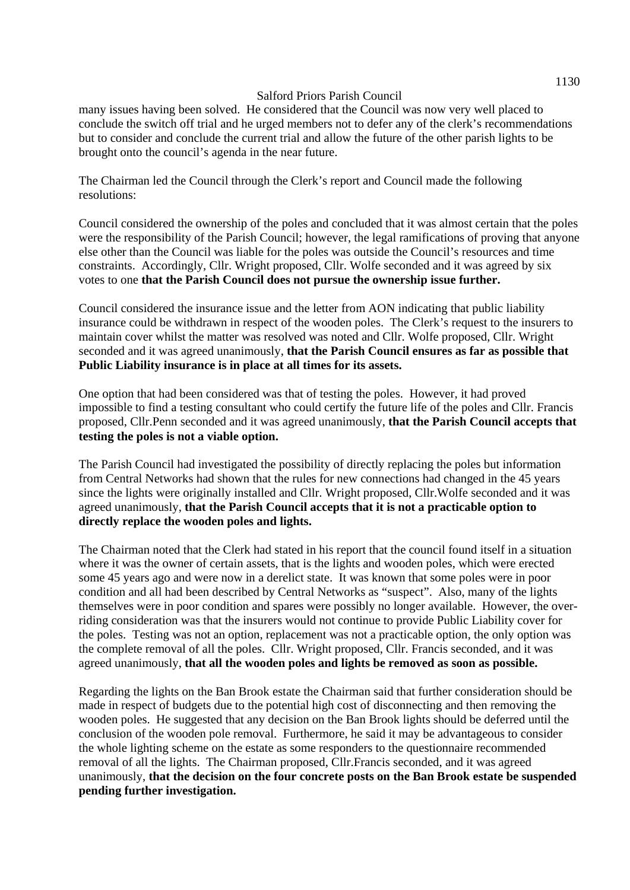many issues having been solved. He considered that the Council was now very well placed to conclude the switch off trial and he urged members not to defer any of the clerk's recommendations but to consider and conclude the current trial and allow the future of the other parish lights to be brought onto the council's agenda in the near future.

The Chairman led the Council through the Clerk's report and Council made the following resolutions:

Council considered the ownership of the poles and concluded that it was almost certain that the poles were the responsibility of the Parish Council; however, the legal ramifications of proving that anyone else other than the Council was liable for the poles was outside the Council's resources and time constraints. Accordingly, Cllr. Wright proposed, Cllr. Wolfe seconded and it was agreed by six votes to one **that the Parish Council does not pursue the ownership issue further.**

Council considered the insurance issue and the letter from AON indicating that public liability insurance could be withdrawn in respect of the wooden poles. The Clerk's request to the insurers to maintain cover whilst the matter was resolved was noted and Cllr. Wolfe proposed, Cllr. Wright seconded and it was agreed unanimously, **that the Parish Council ensures as far as possible that Public Liability insurance is in place at all times for its assets.**

One option that had been considered was that of testing the poles. However, it had proved impossible to find a testing consultant who could certify the future life of the poles and Cllr. Francis proposed, Cllr.Penn seconded and it was agreed unanimously, **that the Parish Council accepts that testing the poles is not a viable option.**

The Parish Council had investigated the possibility of directly replacing the poles but information from Central Networks had shown that the rules for new connections had changed in the 45 years since the lights were originally installed and Cllr. Wright proposed, Cllr.Wolfe seconded and it was agreed unanimously, **that the Parish Council accepts that it is not a practicable option to directly replace the wooden poles and lights.**

The Chairman noted that the Clerk had stated in his report that the council found itself in a situation where it was the owner of certain assets, that is the lights and wooden poles, which were erected some 45 years ago and were now in a derelict state. It was known that some poles were in poor condition and all had been described by Central Networks as "suspect". Also, many of the lights themselves were in poor condition and spares were possibly no longer available. However, the over-riding consideration was that the insurers would not continue to provide Public Liability cover for the poles. Testing was not an option, replacement was not a practicable option, the only option was the complete removal of all the poles. Cllr. Wright proposed, Cllr. Francis seconded, and it was agreed unanimously, **that all the wooden poles and lights be removed as soon as possible.**

Regarding the lights on the Ban Brook estate the Chairman said that further consideration should be made in respect of budgets due to the potential high cost of disconnecting and then removing the wooden poles. He suggested that any decision on the Ban Brook lights should be deferred until the conclusion of the wooden pole removal. Furthermore, he said it may be advantageous to consider the whole lighting scheme on the estate as some responders to the questionnaire recommended removal of all the lights. The Chairman proposed, Cllr.Francis seconded, and it was agreed unanimously, **that the decision on the four concrete posts on the Ban Brook estate be suspended pending further investigation.**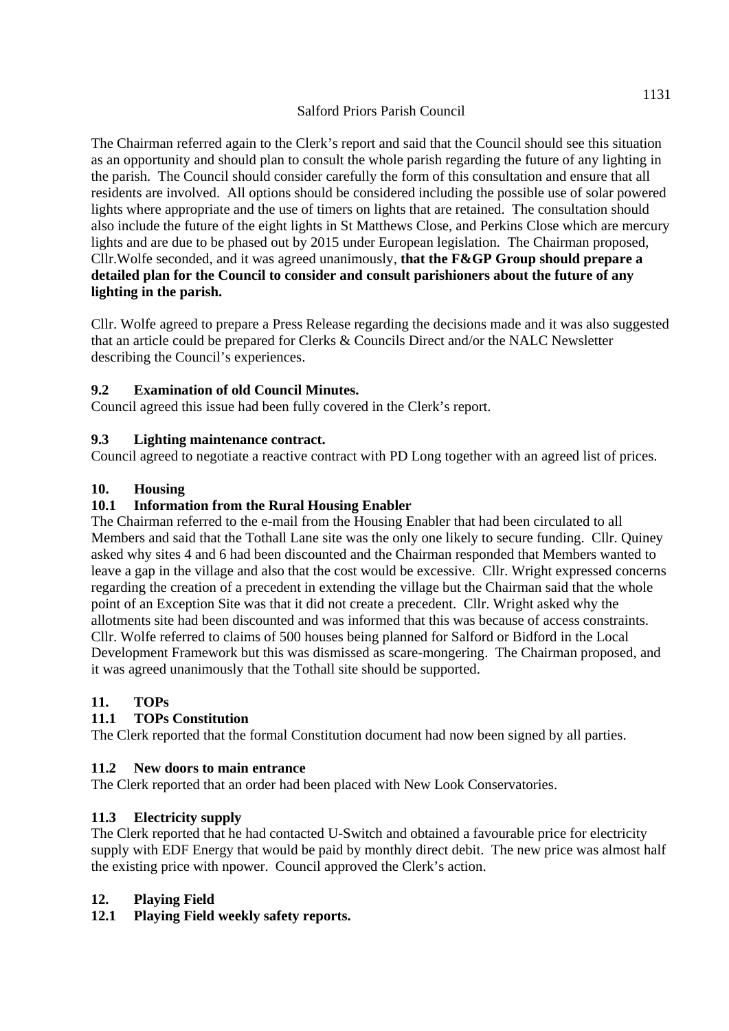The Chairman referred again to the Clerk's report and said that the Council should see this situation as an opportunity and should plan to consult the whole parish regarding the future of any lighting in the parish. The Council should consider carefully the form of this consultation and ensure that all residents are involved. All options should be considered including the possible use of solar powered lights where appropriate and the use of timers on lights that are retained. The consultation should also include the future of the eight lights in St Matthews Close, and Perkins Close which are mercury lights and are due to be phased out by 2015 under European legislation. The Chairman proposed, Cllr.Wolfe seconded, and it was agreed unanimously, **that the F&GP Group should prepare a detailed plan for the Council to consider and consult parishioners about the future of any lighting in the parish.**

Cllr. Wolfe agreed to prepare a Press Release regarding the decisions made and it was also suggested that an article could be prepared for Clerks & Councils Direct and/or the NALC Newsletter describing the Council's experiences.

### 9.2 Examination of old Council Minutes.

Council agreed this issue had been fully covered in the Clerk's report.

### 9.3 Lighting maintenance contract.

Council agreed to negotiate a reactive contract with PD Long together with an agreed list of prices.

## 10. Housing

### 10.1 Information from the Rural Housing Enabler

The Chairman referred to the e-mail from the Housing Enabler that had been circulated to all Members and said that the Tothall Lane site was the only one likely to secure funding. Cllr. Quiney asked why sites 4 and 6 had been discounted and the Chairman responded that Members wanted to leave a gap in the village and also that the cost would be excessive. Cllr. Wright expressed concerns regarding the creation of a precedent in extending the village but the Chairman said that the whole point of an Exception Site was that it did not create a precedent. Cllr. Wright asked why the allotments site had been discounted and was informed that this was because of access constraints. Cllr. Wolfe referred to claims of 500 houses being planned for Salford or Bidford in the Local Development Framework but this was dismissed as scare-mongering. The Chairman proposed, and it was agreed unanimously that the Tothall site should be supported.

## 11. TOPs

### 11.1 TOPs Constitution

The Clerk reported that the formal Constitution document had now been signed by all parties.

### 11.2 New doors to main entrance

The Clerk reported that an order had been placed with New Look Conservatories.

### 11.3 Electricity supply

The Clerk reported that he had contacted U-Switch and obtained a favourable price for electricity supply with EDF Energy that would be paid by monthly direct debit. The new price was almost half the existing price with npower. Council approved the Clerk's action.

## 12. Playing Field

### 12.1 Playing Field weekly safety reports.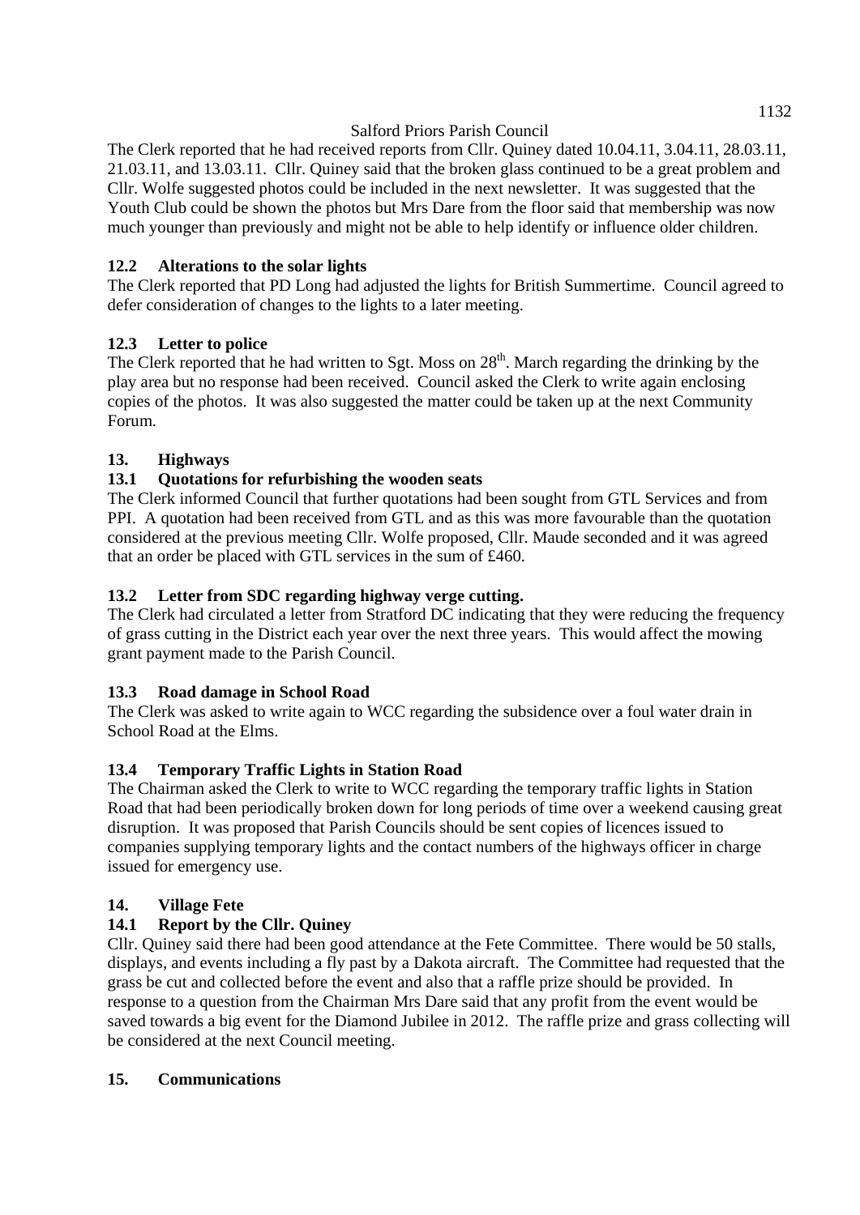The Clerk reported that he had received reports from Cllr. Quiney dated 10.04.11, 3.04.11, 28.03.11, 21.03.11, and 13.03.11. Cllr. Quiney said that the broken glass continued to be a great problem and Cllr. Wolfe suggested photos could be included in the next newsletter. It was suggested that the Youth Club could be shown the photos but Mrs Dare from the floor said that membership was now much younger than previously and might not be able to help identify or influence older children.

**12.2 Alterations to the solar lights**

The Clerk reported that PD Long had adjusted the lights for British Summertime. Council agreed to defer consideration of changes to the lights to a later meeting.

**12.3 Letter to police**

The Clerk reported that he had written to Sgt. Moss on 28th. March regarding the drinking by the play area but no response had been received. Council asked the Clerk to write again enclosing copies of the photos. It was also suggested the matter could be taken up at the next Community Forum.

**13. Highways**

**13.1 Quotations for refurbishing the wooden seats**

The Clerk informed Council that further quotations had been sought from GTL Services and from PPI. A quotation had been received from GTL and as this was more favourable than the quotation considered at the previous meeting Cllr. Wolfe proposed, Cllr. Maude seconded and it was agreed that an order be placed with GTL services in the sum of £460.

**13.2 Letter from SDC regarding highway verge cutting.**

The Clerk had circulated a letter from Stratford DC indicating that they were reducing the frequency of grass cutting in the District each year over the next three years. This would affect the mowing grant payment made to the Parish Council.

**13.3 Road damage in School Road**

The Clerk was asked to write again to WCC regarding the subsidence over a foul water drain in School Road at the Elms.

**13.4 Temporary Traffic Lights in Station Road**

The Chairman asked the Clerk to write to WCC regarding the temporary traffic lights in Station Road that had been periodically broken down for long periods of time over a weekend causing great disruption. It was proposed that Parish Councils should be sent copies of licences issued to companies supplying temporary lights and the contact numbers of the highways officer in charge issued for emergency use.

**14. Village Fete**

**14.1 Report by the Cllr. Quiney**

Cllr. Quiney said there had been good attendance at the Fete Committee. There would be 50 stalls, displays, and events including a fly past by a Dakota aircraft. The Committee had requested that the grass be cut and collected before the event and also that a raffle prize should be provided. In response to a question from the Chairman Mrs Dare said that any profit from the event would be saved towards a big event for the Diamond Jubilee in 2012. The raffle prize and grass collecting will be considered at the next Council meeting.

**15. Communications**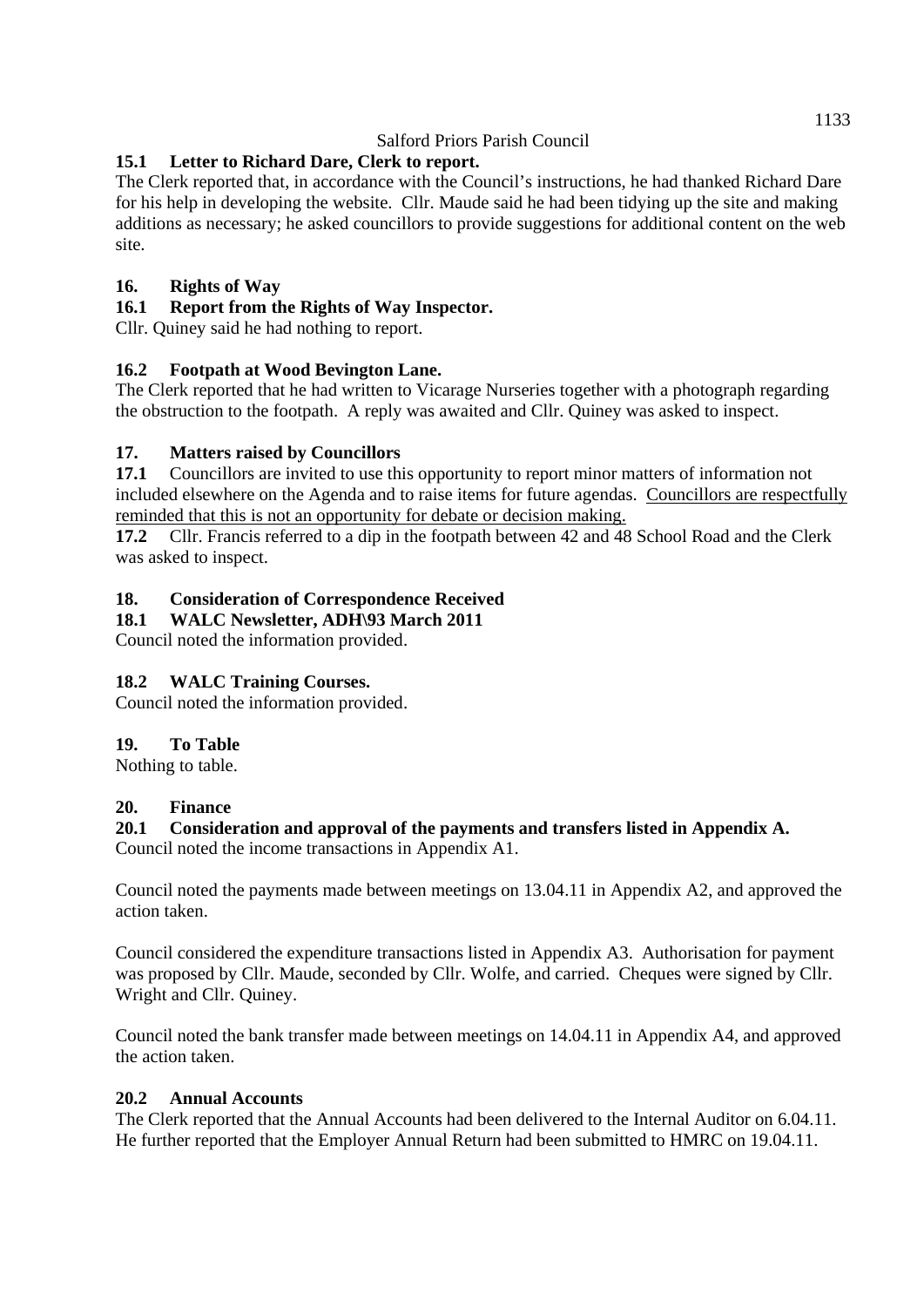**15.1 Letter to Richard Dare, Clerk to report.**

The Clerk reported that, in accordance with the Council's instructions, he had thanked Richard Dare for his help in developing the website. Cllr. Maude said he had been tidying up the site and making additions as necessary; he asked councillors to provide suggestions for additional content on the web site.

**16. Rights of Way**

**16.1 Report from the Rights of Way Inspector.**

Cllr. Quiney said he had nothing to report.

**16.2 Footpath at Wood Bevington Lane.**

The Clerk reported that he had written to Vicarage Nurseries together with a photograph regarding the obstruction to the footpath. A reply was awaited and Cllr. Quiney was asked to inspect.

**17. Matters raised by Councillors**

**17.1** Councillors are invited to use this opportunity to report minor matters of information not included elsewhere on the Agenda and to raise items for future agendas. <u>Councillors are respectfully reminded that this is not an opportunity for debate or decision making.</u>

**17.2** Cllr. Francis referred to a dip in the footpath between 42 and 48 School Road and the Clerk was asked to inspect.

**18. Consideration of Correspondence Received**

**18.1 WALC Newsletter, ADH\93 March 2011**

Council noted the information provided.

**18.2 WALC Training Courses.**

Council noted the information provided.

**19. To Table**

Nothing to table.

**20. Finance**

**20.1 Consideration and approval of the payments and transfers listed in Appendix A.**

Council noted the income transactions in Appendix A1.

Council noted the payments made between meetings on 13.04.11 in Appendix A2, and approved the action taken.

Council considered the expenditure transactions listed in Appendix A3. Authorisation for payment was proposed by Cllr. Maude, seconded by Cllr. Wolfe, and carried. Cheques were signed by Cllr. Wright and Cllr. Quiney.

Council noted the bank transfer made between meetings on 14.04.11 in Appendix A4, and approved the action taken.

**20.2 Annual Accounts**

The Clerk reported that the Annual Accounts had been delivered to the Internal Auditor on 6.04.11. He further reported that the Employer Annual Return had been submitted to HMRC on 19.04.11.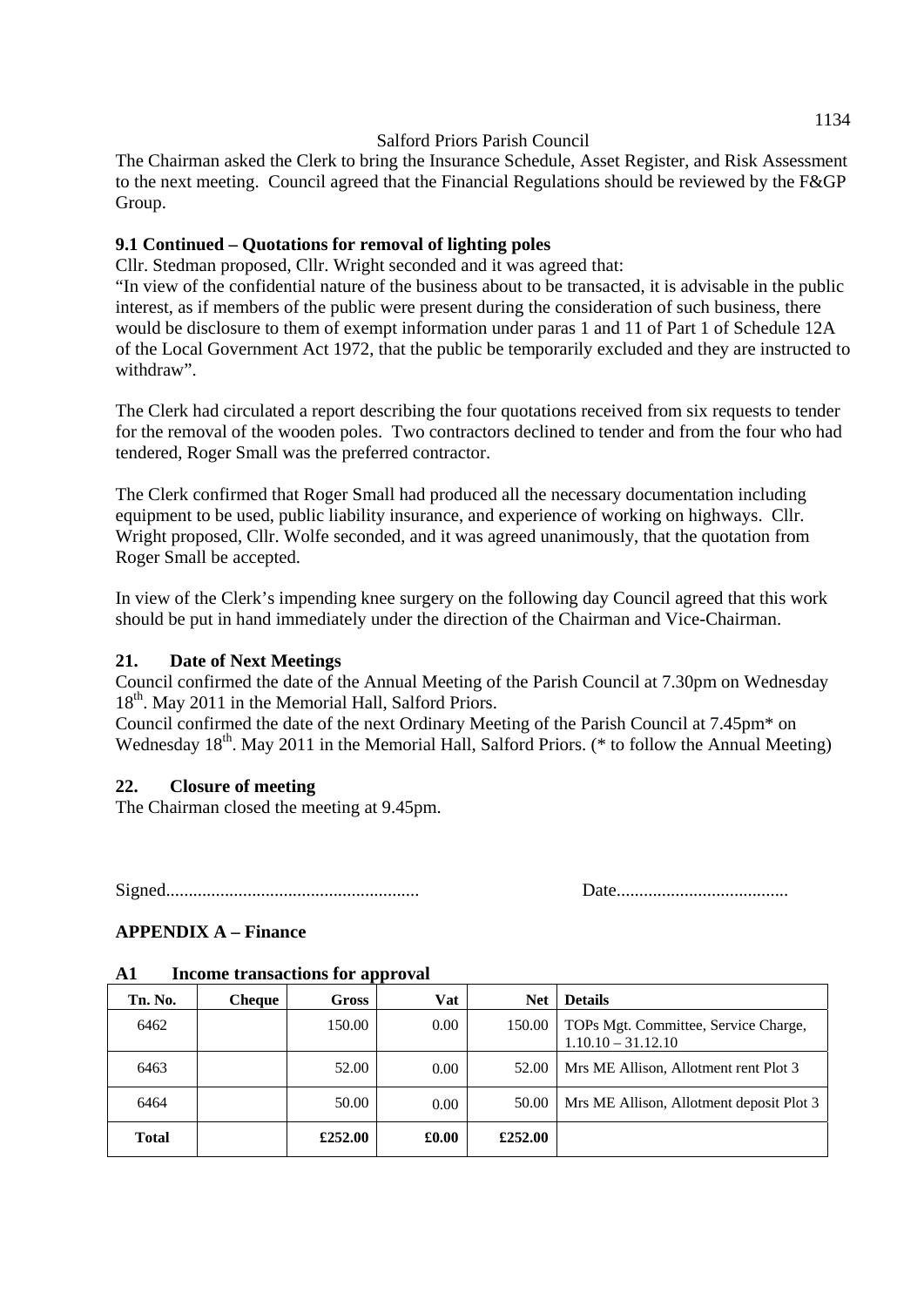The Chairman asked the Clerk to bring the Insurance Schedule, Asset Register, and Risk Assessment to the next meeting. Council agreed that the Financial Regulations should be reviewed by the F&GP Group.

**9.1 Continued – Quotations for removal of lighting poles**

Cllr. Stedman proposed, Cllr. Wright seconded and it was agreed that:

"In view of the confidential nature of the business about to be transacted, it is advisable in the public interest, as if members of the public were present during the consideration of such business, there would be disclosure to them of exempt information under paras 1 and 11 of Part 1 of Schedule 12A of the Local Government Act 1972, that the public be temporarily excluded and they are instructed to withdraw".

The Clerk had circulated a report describing the four quotations received from six requests to tender for the removal of the wooden poles. Two contractors declined to tender and from the four who had tendered, Roger Small was the preferred contractor.

The Clerk confirmed that Roger Small had produced all the necessary documentation including equipment to be used, public liability insurance, and experience of working on highways. Cllr. Wright proposed, Cllr. Wolfe seconded, and it was agreed unanimously, that the quotation from Roger Small be accepted.

In view of the Clerk's impending knee surgery on the following day Council agreed that this work should be put in hand immediately under the direction of the Chairman and Vice-Chairman.

**21. Date of Next Meetings**

Council confirmed the date of the Annual Meeting of the Parish Council at 7.30pm on Wednesday 18th. May 2011 in the Memorial Hall, Salford Priors.

Council confirmed the date of the next Ordinary Meeting of the Parish Council at 7.45pm* on Wednesday 18th. May 2011 in the Memorial Hall, Salford Priors. (* to follow the Annual Meeting)

**22. Closure of meeting**

The Chairman closed the meeting at 9.45pm.

Signed........................................................ Date......................................

**APPENDIX A – Finance**

**A1 Income transactions for approval**

| Tn. No. | Cheque | Gross | Vat | Net | Details |
|---|---|---|---|---|---|
| 6462 | | 150.00 | 0.00 | 150.00 | TOPs Mgt. Committee, Service Charge, 1.10.10 – 31.12.10 |
| 6463 | | 52.00 | 0.00 | 52.00 | Mrs ME Allison, Allotment rent Plot 3 |
| 6464 | | 50.00 | 0.00 | 50.00 | Mrs ME Allison, Allotment deposit Plot 3 |
| **Total** | | **£252.00** | **£0.00** | **£252.00** | |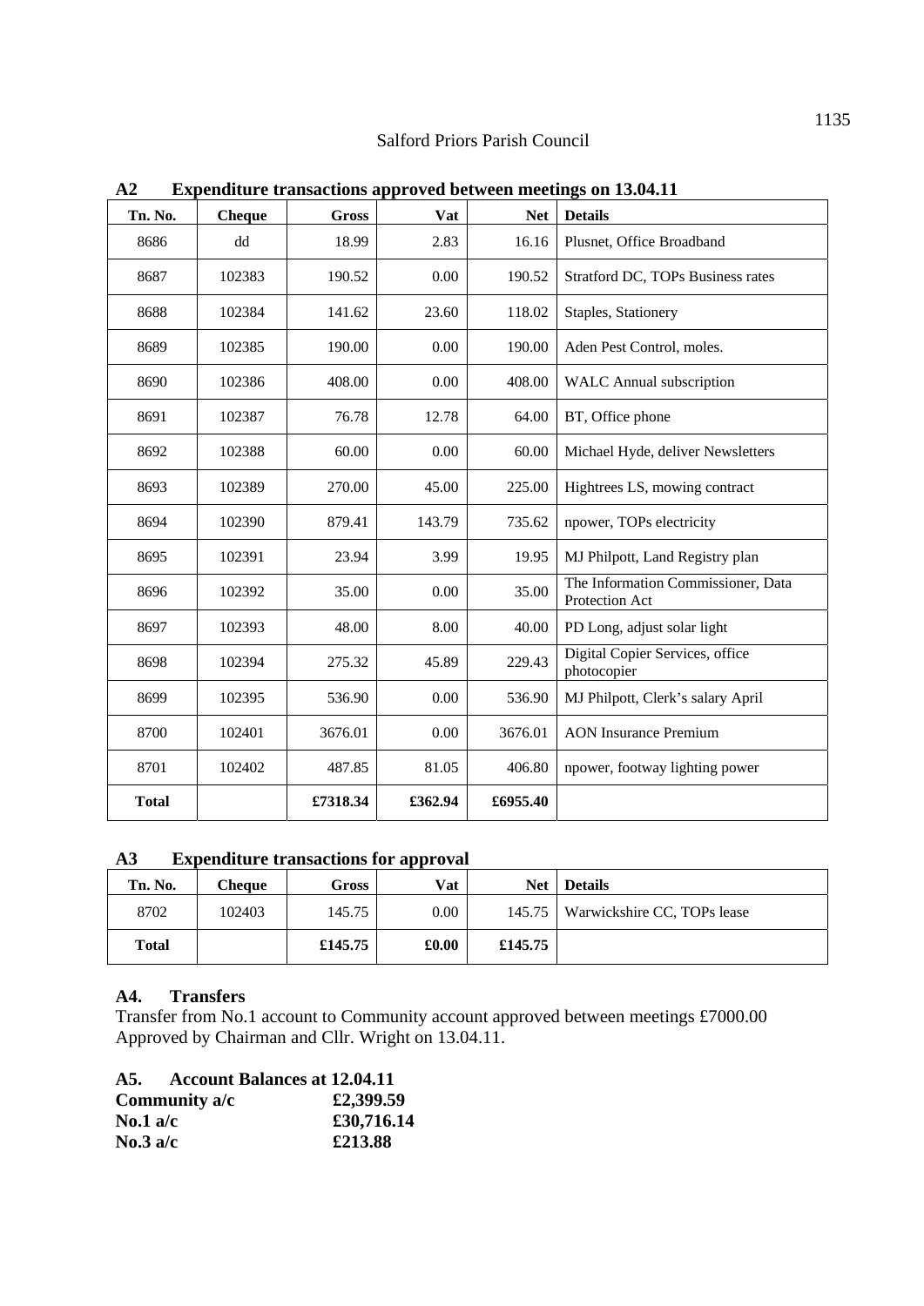Salford Priors Parish Council

## A2 Expenditure transactions approved between meetings on 13.04.11

| Tn. No. | Cheque | Gross | Vat | Net | Details |
|---|---|---|---|---|---|
| 8686 | dd | 18.99 | 2.83 | 16.16 | Plusnet, Office Broadband |
| 8687 | 102383 | 190.52 | 0.00 | 190.52 | Stratford DC, TOPs Business rates |
| 8688 | 102384 | 141.62 | 23.60 | 118.02 | Staples, Stationery |
| 8689 | 102385 | 190.00 | 0.00 | 190.00 | Aden Pest Control, moles. |
| 8690 | 102386 | 408.00 | 0.00 | 408.00 | WALC Annual subscription |
| 8691 | 102387 | 76.78 | 12.78 | 64.00 | BT, Office phone |
| 8692 | 102388 | 60.00 | 0.00 | 60.00 | Michael Hyde, deliver Newsletters |
| 8693 | 102389 | 270.00 | 45.00 | 225.00 | Hightrees LS, mowing contract |
| 8694 | 102390 | 879.41 | 143.79 | 735.62 | npower, TOPs electricity |
| 8695 | 102391 | 23.94 | 3.99 | 19.95 | MJ Philpott, Land Registry plan |
| 8696 | 102392 | 35.00 | 0.00 | 35.00 | The Information Commissioner, Data Protection Act |
| 8697 | 102393 | 48.00 | 8.00 | 40.00 | PD Long, adjust solar light |
| 8698 | 102394 | 275.32 | 45.89 | 229.43 | Digital Copier Services, office photocopier |
| 8699 | 102395 | 536.90 | 0.00 | 536.90 | MJ Philpott, Clerk's salary April |
| 8700 | 102401 | 3676.01 | 0.00 | 3676.01 | AON Insurance Premium |
| 8701 | 102402 | 487.85 | 81.05 | 406.80 | npower, footway lighting power |
| **Total** | | **£7318.34** | **£362.94** | **£6955.40** | |

## A3 Expenditure transactions for approval

| Tn. No. | Cheque | Gross | Vat | Net | Details |
|---|---|---|---|---|---|
| 8702 | 102403 | 145.75 | 0.00 | 145.75 | Warwickshire CC, TOPs lease |
| **Total** | | **£145.75** | **£0.00** | **£145.75** | |

## A4. Transfers

Transfer from No.1 account to Community account approved between meetings £7000.00
Approved by Chairman and Cllr. Wright on 13.04.11.

## A5. Account Balances at 12.04.11

**Community a/c** **£2,399.59**
**No.1 a/c** **£30,716.14**
**No.3 a/c** **£213.88**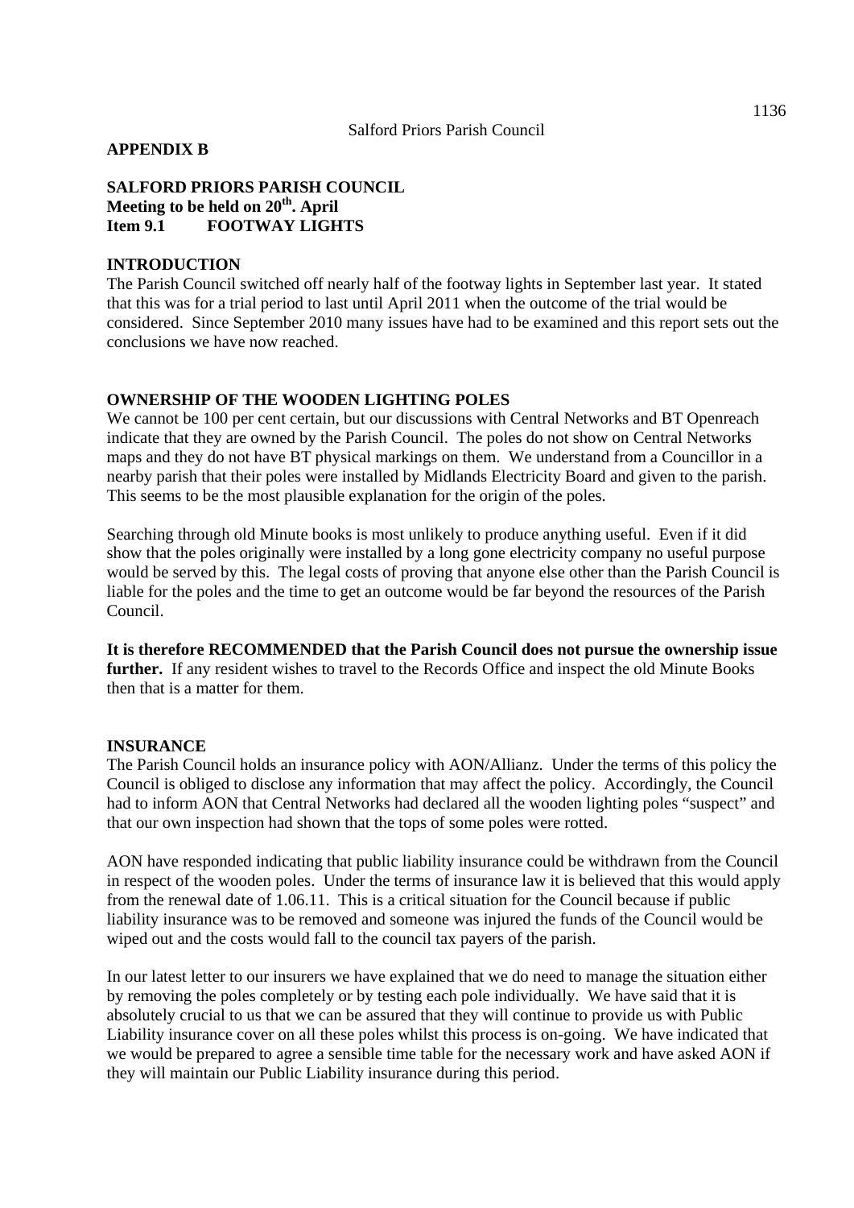**APPENDIX B**

**SALFORD PRIORS PARISH COUNCIL**
**Meeting to be held on 20th. April**
**Item 9.1 FOOTWAY LIGHTS**

**INTRODUCTION**

The Parish Council switched off nearly half of the footway lights in September last year. It stated that this was for a trial period to last until April 2011 when the outcome of the trial would be considered. Since September 2010 many issues have had to be examined and this report sets out the conclusions we have now reached.

**OWNERSHIP OF THE WOODEN LIGHTING POLES**

We cannot be 100 per cent certain, but our discussions with Central Networks and BT Openreach indicate that they are owned by the Parish Council. The poles do not show on Central Networks maps and they do not have BT physical markings on them. We understand from a Councillor in a nearby parish that their poles were installed by Midlands Electricity Board and given to the parish. This seems to be the most plausible explanation for the origin of the poles.

Searching through old Minute books is most unlikely to produce anything useful. Even if it did show that the poles originally were installed by a long gone electricity company no useful purpose would be served by this. The legal costs of proving that anyone else other than the Parish Council is liable for the poles and the time to get an outcome would be far beyond the resources of the Parish Council.

**It is therefore RECOMMENDED that the Parish Council does not pursue the ownership issue further.** If any resident wishes to travel to the Records Office and inspect the old Minute Books then that is a matter for them.

**INSURANCE**

The Parish Council holds an insurance policy with AON/Allianz. Under the terms of this policy the Council is obliged to disclose any information that may affect the policy. Accordingly, the Council had to inform AON that Central Networks had declared all the wooden lighting poles "suspect" and that our own inspection had shown that the tops of some poles were rotted.

AON have responded indicating that public liability insurance could be withdrawn from the Council in respect of the wooden poles. Under the terms of insurance law it is believed that this would apply from the renewal date of 1.06.11. This is a critical situation for the Council because if public liability insurance was to be removed and someone was injured the funds of the Council would be wiped out and the costs would fall to the council tax payers of the parish.

In our latest letter to our insurers we have explained that we do need to manage the situation either by removing the poles completely or by testing each pole individually. We have said that it is absolutely crucial to us that we can be assured that they will continue to provide us with Public Liability insurance cover on all these poles whilst this process is on-going. We have indicated that we would be prepared to agree a sensible time table for the necessary work and have asked AON if they will maintain our Public Liability insurance during this period.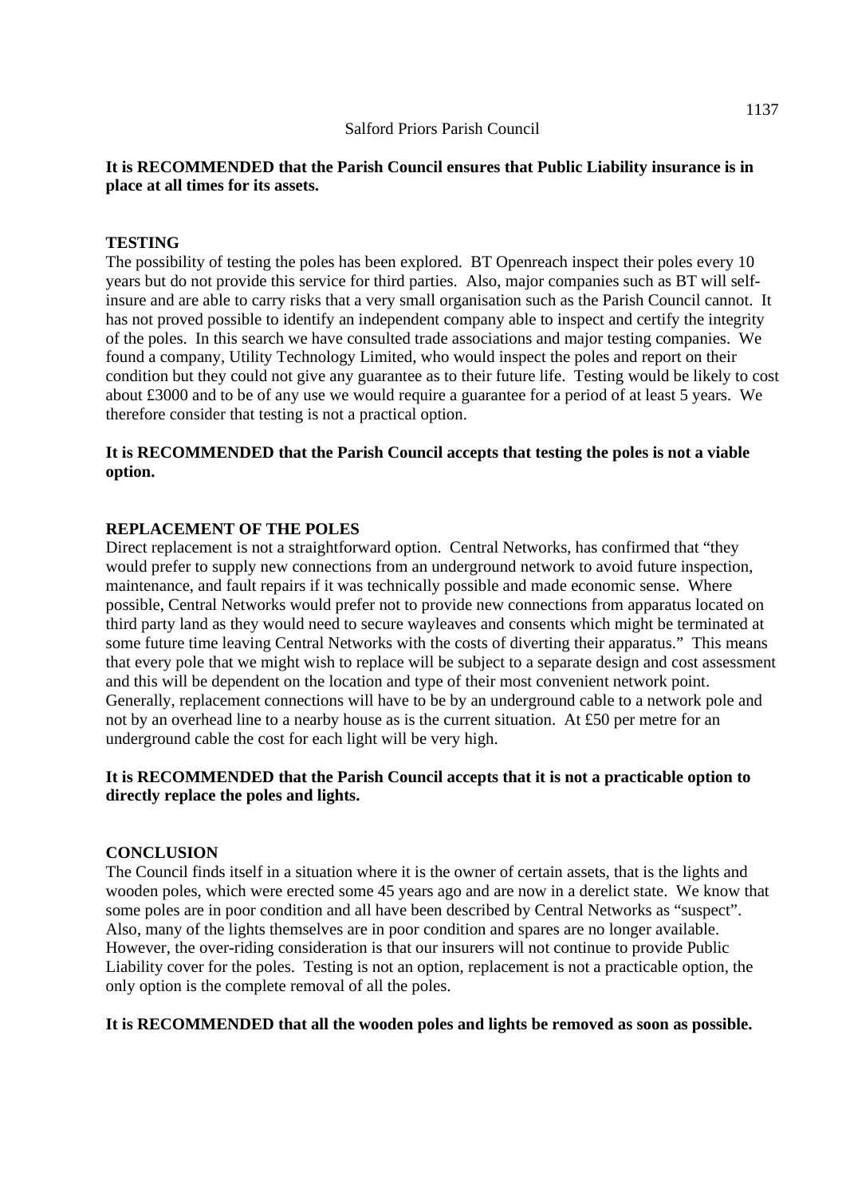**It is RECOMMENDED that the Parish Council ensures that Public Liability insurance is in place at all times for its assets.**

**TESTING**

The possibility of testing the poles has been explored. BT Openreach inspect their poles every 10 years but do not provide this service for third parties. Also, major companies such as BT will self-insure and are able to carry risks that a very small organisation such as the Parish Council cannot. It has not proved possible to identify an independent company able to inspect and certify the integrity of the poles. In this search we have consulted trade associations and major testing companies. We found a company, Utility Technology Limited, who would inspect the poles and report on their condition but they could not give any guarantee as to their future life. Testing would be likely to cost about £3000 and to be of any use we would require a guarantee for a period of at least 5 years. We therefore consider that testing is not a practical option.

**It is RECOMMENDED that the Parish Council accepts that testing the poles is not a viable option.**

**REPLACEMENT OF THE POLES**

Direct replacement is not a straightforward option. Central Networks, has confirmed that "they would prefer to supply new connections from an underground network to avoid future inspection, maintenance, and fault repairs if it was technically possible and made economic sense. Where possible, Central Networks would prefer not to provide new connections from apparatus located on third party land as they would need to secure wayleaves and consents which might be terminated at some future time leaving Central Networks with the costs of diverting their apparatus." This means that every pole that we might wish to replace will be subject to a separate design and cost assessment and this will be dependent on the location and type of their most convenient network point. Generally, replacement connections will have to be by an underground cable to a network pole and not by an overhead line to a nearby house as is the current situation. At £50 per metre for an underground cable the cost for each light will be very high.

**It is RECOMMENDED that the Parish Council accepts that it is not a practicable option to directly replace the poles and lights.**

**CONCLUSION**

The Council finds itself in a situation where it is the owner of certain assets, that is the lights and wooden poles, which were erected some 45 years ago and are now in a derelict state. We know that some poles are in poor condition and all have been described by Central Networks as "suspect". Also, many of the lights themselves are in poor condition and spares are no longer available. However, the over-riding consideration is that our insurers will not continue to provide Public Liability cover for the poles. Testing is not an option, replacement is not a practicable option, the only option is the complete removal of all the poles.

**It is RECOMMENDED that all the wooden poles and lights be removed as soon as possible.**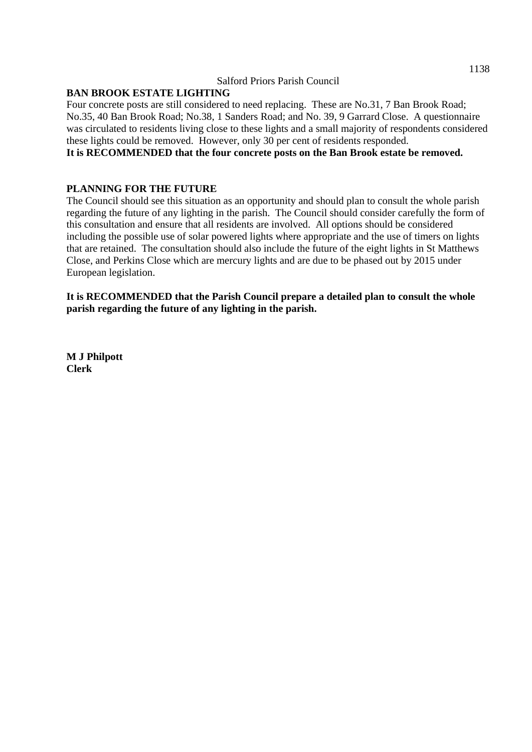## BAN BROOK ESTATE LIGHTING

Four concrete posts are still considered to need replacing. These are No.31, 7 Ban Brook Road; No.35, 40 Ban Brook Road; No.38, 1 Sanders Road; and No. 39, 9 Garrard Close. A questionnaire was circulated to residents living close to these lights and a small majority of respondents considered these lights could be removed. However, only 30 per cent of residents responded.

**It is RECOMMENDED that the four concrete posts on the Ban Brook estate be removed.**

## PLANNING FOR THE FUTURE

The Council should see this situation as an opportunity and should plan to consult the whole parish regarding the future of any lighting in the parish. The Council should consider carefully the form of this consultation and ensure that all residents are involved. All options should be considered including the possible use of solar powered lights where appropriate and the use of timers on lights that are retained. The consultation should also include the future of the eight lights in St Matthews Close, and Perkins Close which are mercury lights and are due to be phased out by 2015 under European legislation.

**It is RECOMMENDED that the Parish Council prepare a detailed plan to consult the whole parish regarding the future of any lighting in the parish.**

**M J Philpott**
**Clerk**